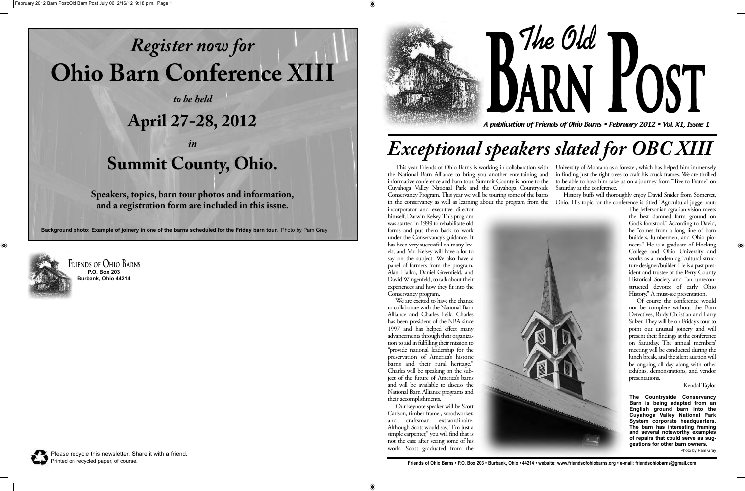# *Register now for* Ohio Barn Conference XIII

*to be held*

**April 27-28, 2012**

*in*

**Summit County, Ohio.**

**Speakers, topics, barn tour photos and information, and a registration form are included in this issue.**

**Background photo: Example of joinery in one of the barns scheduled for the Friday barn tour.** Photo by Pam Gray

FRIENDS OF OHIO BARNS
**P.O. Box 203**
**Burbank, Ohio 44214**

Please recycle this newsletter. Share it with a friend.
Printed on recycled paper, of course.

# *The Old* BARN POST

*A publication of Friends of Ohio Barns • February 2012 • Vol. X1, Issue 1*

## *Exceptional speakers slated for OBC XIII*

This year Friends of Ohio Barns is working in collaboration with the National Barn Alliance to bring you another entertaining and informative conference and barn tour. Summit County is home to the Cuyahoga Valley National Park and the Cuyahoga Countryside Conservancy Program. This year we will be touring some of the barns in the conservancy as well as learning about the program from the incorporator and executive director himself, Darwin Kelsey. This program was started in 1999 to rehabilitate old farms and put them back to work under the Conservancy's guidance. It has been very successful on many levels, and Mr. Kelsey will have a lot to say on the subject. We also have a panel of farmers from the program, Alan Halko, Daniel Greenfield, and David Wingenfeld, to talk about their experiences and how they fit into the Conservancy program.

We are excited to have the chance to collaborate with the National Barn Alliance and Charles Leik. Charles has been president of the NBA since 1997 and has helped effect many advancements through their organization to aid in fulfilling their mission to "provide national leadership for the preservation of America's historic barns and their rural heritage." Charles will be speaking on the subject of the future of America's barns and will be available to discuss the National Barn Alliance programs and their accomplishments.

Our keynote speaker will be Scott Carlson, timber framer, woodworker, and craftsman extraordinaire. Although Scott would say, "I'm just a simple carpenter," you will find that is not the case after seeing some of his work. Scott graduated from the University of Montana as a forester, which has helped him immensely in finding just the right trees to craft his cruck frames. We are thrilled to be able to have him take us on a journey from "Tree to Frame" on Saturday at the conference.

History buffs will thoroughly enjoy David Snider from Somerset, Ohio. His topic for the conference is titled "Agricultural juggernaut: The Jeffersonian agrarian vision meets the best damned farm ground on God's footstool." According to David, he "comes from a long line of barn builders, lumbermen, and Ohio pioneers." He is a graduate of Hocking College and Ohio University and works as a modern agricultural structure designer/builder. He is a past president and trustee of the Perry County Historical Society and "an unreconstructed devotee of early Ohio History." A must-see presentation.

Of course the conference would not be complete without the Barn Detectives, Rudy Christian and Larry Sulzer. They will be on Friday's tour to point out unusual joinery and will present their findings at the conference on Saturday. The annual members' meeting will be conducted during the lunch break, and the silent auction will be ongoing all day along with other exhibits, demonstrations, and vendor presentations.

— Kendal Taylor

**The Countryside Conservancy Barn is being adapted from an English ground barn into the Cuyahoga Valley National Park System corporate headquarters. The barn has interesting framing and several noteworthy examples of repairs that could serve as suggestions for other barn owners.**
Photo by Pam Gray

**Friends of Ohio Barns • P.O. Box 203 • Burbank, Ohio • 44214 • website: www.friendsofohiobarns.org • e-mail: friendsohiobarns@gmail.com**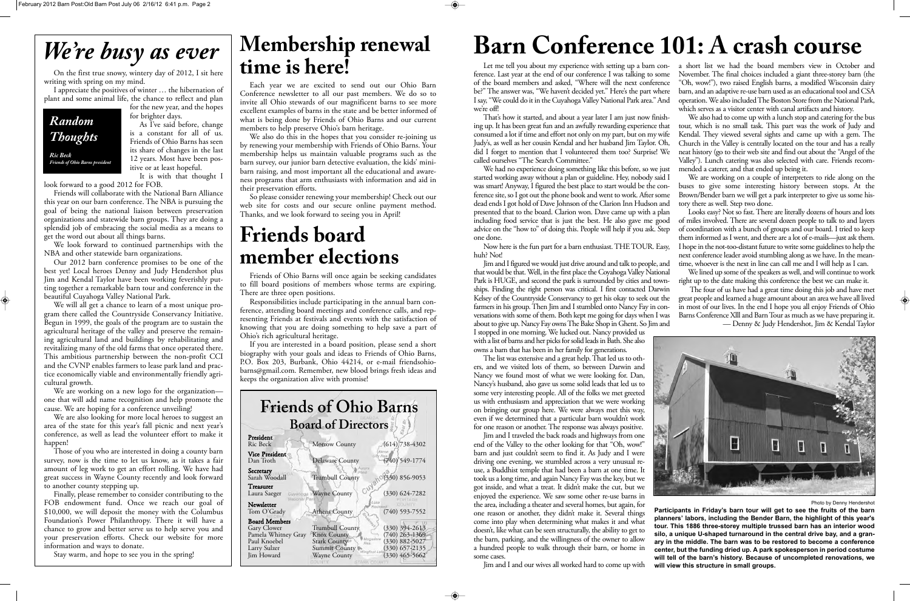# *We're busy as ever*

On the first true snowy, wintery day of 2012, I sit here writing with spring on my mind.

I appreciate the positives of winter … the hibernation of plant and some animal life, the chance to reflect and plan for the new year, and the hopes for brighter days.

***Random Thoughts***

*Ric Beck*
*Friends of Ohio Barns president*

As I've said before, change is a constant for all of us. Friends of Ohio Barns has seen its share of changes in the last 12 years. Most have been positive or at least hopeful.

It is with that thought I look forward to a good 2012 for FOB.

Friends will collaborate with the National Barn Alliance this year on our barn conference. The NBA is pursuing the goal of being the national liaison between preservation organizations and statewide barn groups. They are doing a splendid job of embracing the social media as a means to get the word out about all things barns.

We look forward to continued partnerships with the NBA and other statewide barn organizations.

Our 2012 barn conference promises to be one of the best yet! Local heroes Denny and Judy Hendershot plus Jim and Kendal Taylor have been working feverishly putting together a remarkable barn tour and conference in the beautiful Cuyahoga Valley National Park.

We will all get a chance to learn of a most unique program there called the Countryside Conservancy Initiative. Begun in 1999, the goals of the program are to sustain the agricultural heritage of the valley and preserve the remaining agricultural land and buildings by rehabilitating and revitalizing many of the old farms that once operated there. This ambitious partnership between the non-profit CCI and the CVNP enables farmers to lease park land and practice economically viable and environmentally friendly agricultural growth.

We are working on a new logo for the organization—one that will add name recognition and help promote the cause. We are hoping for a conference unveiling!

We are also looking for more local heroes to suggest an area of the state for this year's fall picnic and next year's conference, as well as lead the volunteer effort to make it happen!

Those of you who are interested in doing a county barn survey, now is the time to let us know, as it takes a fair amount of leg work to get an effort rolling. We have had great success in Wayne County recently and look forward to another county stepping up.

Finally, please remember to consider contributing to the FOB endowment fund. Once we reach our goal of $10,000, we will deposit the money with the Columbus Foundation's Power Philanthropy. There it will have a chance to grow and better serve us to help serve you and your preservation efforts. Check our website for more information and ways to donate.

Stay warm, and hope to see you in the spring!

# Membership renewal time is here!

Each year we are excited to send out our Ohio Barn Conference newsletter to all our past members. We do so to invite all Ohio stewards of our magnificent barns to see more excellent examples of barns in the state and be better informed of what is being done by Friends of Ohio Barns and our current members to help preserve Ohio's barn heritage.

We also do this in the hopes that you consider re-joining us by renewing your membership with Friends of Ohio Barns. Your membership helps us maintain valuable programs such as the barn survey, our junior barn detective evaluation, the kids' mini-barn raising, and most important all the educational and awareness programs that arm enthusiasts with information and aid in their preservation efforts.

So please consider renewing your membership! Check out our web site for costs and our secure online payment method. Thanks, and we look forward to seeing you in April!

# Friends board member elections

Friends of Ohio Barns will once again be seeking candidates to fill board positions of members whose terms are expiring. There are three open positions.

Responsibilities include participating in the annual barn conference, attending board meetings and conference calls, and representing Friends at festivals and events with the satisfaction of knowing that you are doing something to help save a part of Ohio's rich agricultural heritage.

If you are interested in a board position, please send a short biography with your goals and ideas to Friends of Ohio Barns, P.O. Box 203, Burbank, Ohio 44214, or e-mail friendsohiobarns@gmail.com. Remember, new blood brings fresh ideas and keeps the organization alive with promise!

## Friends of Ohio Barns Board of Directors

| Position | Name | County | Phone |
|---|---|---|---|
| **President** | Ric Beck | Morrow County | (614) 738-4302 |
| **Vice President** | Dan Troth | Delaware County | (740) 549-1774 |
| **Secretary** | Sarah Woodall | Trumbull County | (330) 856-9053 |
| **Treasurer** | Laura Saeger | Wayne County | (330) 624-7282 |
| **Newsletter** | Tom O'Grady | Athens County | (740) 593-7552 |
| **Board Members** | Gary Clower | Trumbull County | (330) 394-2613 |
| | Pamela Whitney Gray | Knox County | (740) 263-1369 |
| | Paul Knoebel | Stark County | (330) 882-5027 |
| | Larry Sulzer | Summit County | (330) 657-2135 |
| | Jim Howard | Wayne County | (330) 465-5662 |

# Barn Conference 101: A crash course

Let me tell you about my experience with setting up a barn conference. Last year at the end of our conference I was talking to some of the board members and asked, "Where will the next conference be?" The answer was, "We haven't decided yet." Here's the part where I say, "We could do it in the Cuyahoga Valley National Park area." And we're off!

That's how it started, and about a year later I am just now finishing up. It has been great fun and an awfully rewarding experience that consumed a lot if time and effort not only on my part, but on my wife Judy's, as well as her cousin Kendal and her husband Jim Taylor. Oh, did I forget to mention that I volunteered them too? Surprise! We called ourselves "The Search Committee."

We had no experience doing something like this before, so we just started working away without a plan or guideline. Hey, nobody said I was smart! Anyway, I figured the best place to start would be the conference site, so I got out the phone book and went to work. After some dead ends I got hold of Dave Johnson of the Clarion Inn Hudson and presented that to the board. Clarion won. Dave came up with a plan including food service that is just the best. He also gave me good advice on the "how to" of doing this. People will help if you ask. Step one done.

Now here is the fun part for a barn enthusiast. THE TOUR. Easy, huh? Not!

Jim and I figured we would just drive around and talk to people, and that would be that. Well, in the first place the Cuyahoga Valley National Park is HUGE, and second the park is surrounded by cities and townships. Finding the right person was critical. I first contacted Darwin Kelsey of the Countryside Conservancy to get his okay to seek out the farmers in his group. Then Jim and I stumbled onto Nancy Fay in conversations with some of them. Both kept me going for days when I was about to give up. Nancy Fay owns The Bake Shop in Ghent. So Jim and I stopped in one morning. We lucked out. Nancy provided us with a list of barns and her picks for solid leads in Bath. She also owns a barn that has been in her family for generations.

The list was extensive and a great help. That led us to others, and we visited lots of them, so between Darwin and Nancy we found most of what we were looking for. Dan, Nancy's husband, also gave us some solid leads that led us to some very interesting people. All of the folks we met greeted us with enthusiasm and appreciation that we were working on bringing our group here. We were always met this way, even if we determined that a particular barn wouldn't work for one reason or another. The response was always positive.

Jim and I traveled the back roads and highways from one end of the Valley to the other looking for that "Oh, wow!" barn and just couldn't seem to find it. As Judy and I were driving one evening, we stumbled across a very unusual re-use, a Buddhist temple that had been a barn at one time. It took us a long time, and again Nancy Fay was the key, but we got inside, and what a treat. It didn't make the cut, but we enjoyed the experience. We saw some other re-use barns in the area, including a theater and several homes, but again, for one reason or another, they didn't make it. Several things come into play when determining what makes it and what doesn't, like what can be seen structurally, the ability to get to the barn, parking, and the willingness of the owner to allow a hundred people to walk through their barn, or home in some cases.

Jim and I and our wives all worked hard to come up with a short list we had the board members view in October and November. The final choices included a giant three-storey barn (the "Oh, wow!"), two raised English barns, a modified Wisconsin dairy barn, and an adaptive re-use barn used as an educational tool and CSA operation. We also included The Boston Store from the National Park, which serves as a visitor center with canal artifacts and history.

We also had to come up with a lunch stop and catering for the bus tour, which is no small task. This part was the work of Judy and Kendal. They viewed several sights and came up with a gem. The Church in the Valley is centrally located on the tour and has a really neat history (go to their web site and find out about the "Angel of the Valley"). Lunch catering was also selected with care. Friends recommended a caterer, and that ended up being it.

We are working on a couple of interpreters to ride along on the buses to give some interesting history between stops. At the Brown/Bender barn we will get a park interpreter to give us some history there as well. Step two done.

Looks easy? Not so fast. There are literally dozens of hours and lots of miles involved. There are several dozen people to talk to and layers of coordination with a bunch of groups and our board. I tried to keep them informed as I went, and there are a lot of e-mails—just ask them. I hope in the not-too-distant future to write some guidelines to help the next conference leader avoid stumbling along as we have. In the meantime, whoever is the next in line can call me and I will help as I can.

We lined up some of the speakers as well, and will continue to work right up to the date making this conference the best we can make it.

The four of us have had a great time doing this job and have met great people and learned a huge amount about an area we have all lived in most of our lives. In the end I hope you all enjoy Friends of Ohio Barns Conference XIII and Barn Tour as much as we have preparing it.

— Denny & Judy Hendershot, Jim & Kendal Taylor

Photo by Denny Hendershot

**Participants in Friday's barn tour will get to see the fruits of the barn planners' labors, including the Bender Barn, the highlight of this year's tour. This 1886 three-storey multiple trussed barn has an interior wood silo, a unique U-shaped turnaround in the central drive bay, and a granary in the middle. The barn was to be restored to become a conference center, but the funding dried up. A park spokesperson in period costume will tell of the barn's history. Because of uncompleted renovations, we will view this structure in small groups.**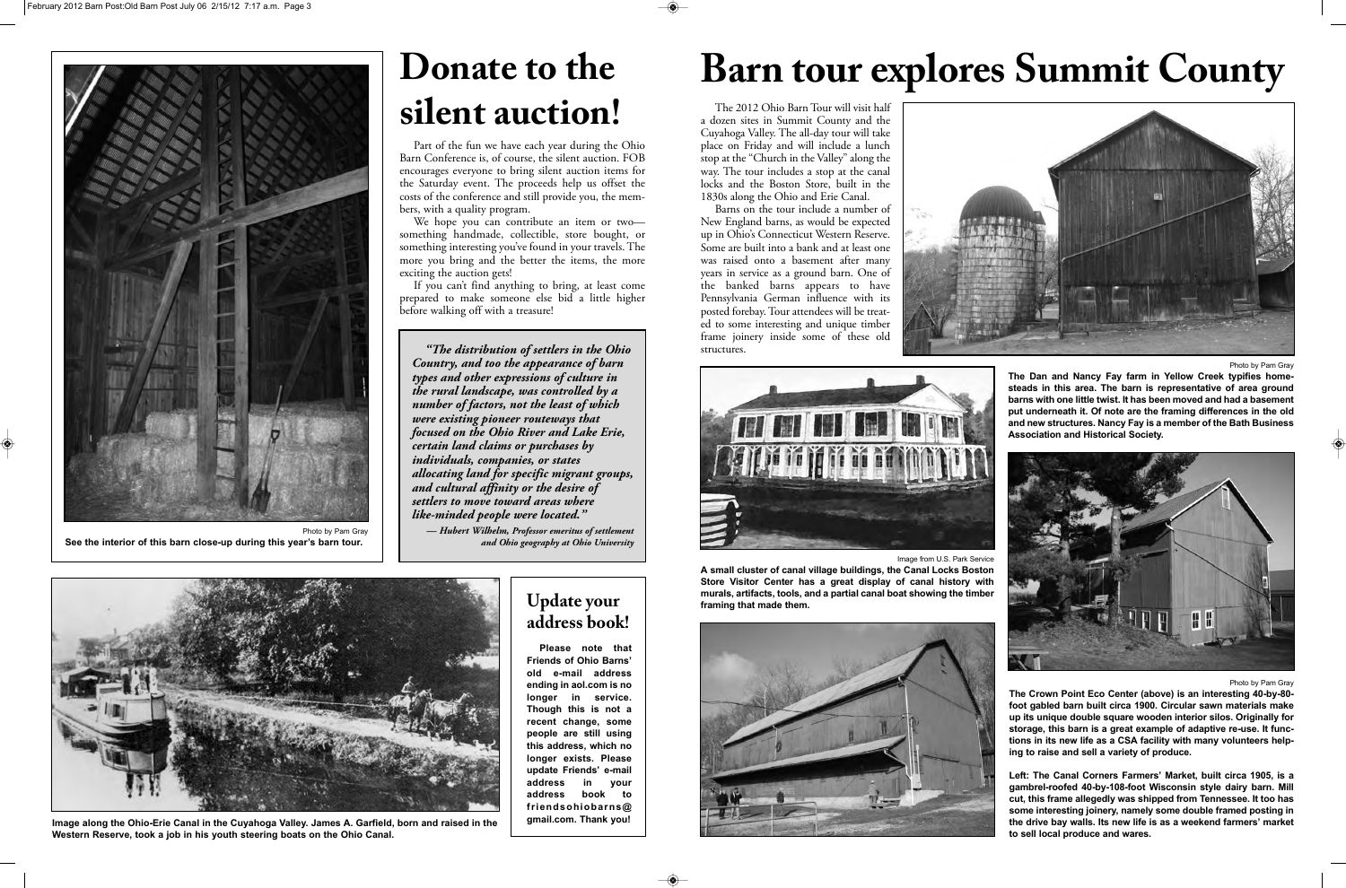# Donate to the silent auction!

Part of the fun we have each year during the Ohio Barn Conference is, of course, the silent auction. FOB encourages everyone to bring silent auction items for the Saturday event. The proceeds help us offset the costs of the conference and still provide you, the members, with a quality program.

We hope you can contribute an item or two—something handmade, collectible, store bought, or something interesting you've found in your travels. The more you bring and the better the items, the more exciting the auction gets!

If you can't find anything to bring, at least come prepared to make someone else bid a little higher before walking off with a treasure!

*"The distribution of settlers in the Ohio Country, and too the appearance of barn types and other expressions of culture in the rural landscape, was controlled by a number of factors, not the least of which were existing pioneer routeways that focused on the Ohio River and Lake Erie, certain land claims or purchases by individuals, companies, or states allocating land for specific migrant groups, and cultural affinity or the desire of settlers to move toward areas where like-minded people were located."*

*— Hubert Wilhelm, Professor emeritus of settlement and Ohio geography at Ohio University*

Photo by Pam Gray

**See the interior of this barn close-up during this year's barn tour.**

**Image along the Ohio-Erie Canal in the Cuyahoga Valley. James A. Garfield, born and raised in the Western Reserve, took a job in his youth steering boats on the Ohio Canal.**

## Update your address book!

**Please note that Friends of Ohio Barns' old e-mail address ending in aol.com is no longer in service. Though this is not a recent change, some people are still using this address, which no longer exists. Please update Friends' e-mail address in your address book to friendsohiobarns@gmail.com. Thank you!**

# Barn tour explores Summit County

The 2012 Ohio Barn Tour will visit half a dozen sites in Summit County and the Cuyahoga Valley. The all-day tour will take place on Friday and will include a lunch stop at the "Church in the Valley" along the way. The tour includes a stop at the canal locks and the Boston Store, built in the 1830s along the Ohio and Erie Canal.

Barns on the tour include a number of New England barns, as would be expected up in Ohio's Connecticut Western Reserve. Some are built into a bank and at least one was raised onto a basement after many years in service as a ground barn. One of the banked barns appears to have Pennsylvania German influence with its posted forebay. Tour attendees will be treated to some interesting and unique timber frame joinery inside some of these old structures.

Photo by Pam Gray

**The Dan and Nancy Fay farm in Yellow Creek typifies homesteads in this area. The barn is representative of area ground barns with one little twist. It has been moved and had a basement put underneath it. Of note are the framing differences in the old and new structures. Nancy Fay is a member of the Bath Business Association and Historical Society.**

Image from U.S. Park Service

**A small cluster of canal village buildings, the Canal Locks Boston Store Visitor Center has a great display of canal history with murals, artifacts, tools, and a partial canal boat showing the timber framing that made them.**

Photo by Pam Gray

**The Crown Point Eco Center (above) is an interesting 40-by-80-foot gabled barn built circa 1900. Circular sawn materials make up its unique double square wooden interior silos. Originally for storage, this barn is a great example of adaptive re-use. It functions in its new life as a CSA facility with many volunteers helping to raise and sell a variety of produce.**

**Left: The Canal Corners Farmers' Market, built circa 1905, is a gambrel-roofed 40-by-108-foot Wisconsin style dairy barn. Mill cut, this frame allegedly was shipped from Tennessee. It too has some interesting joinery, namely some double framed posting in the drive bay walls. Its new life is as a weekend farmers' market to sell local produce and wares.**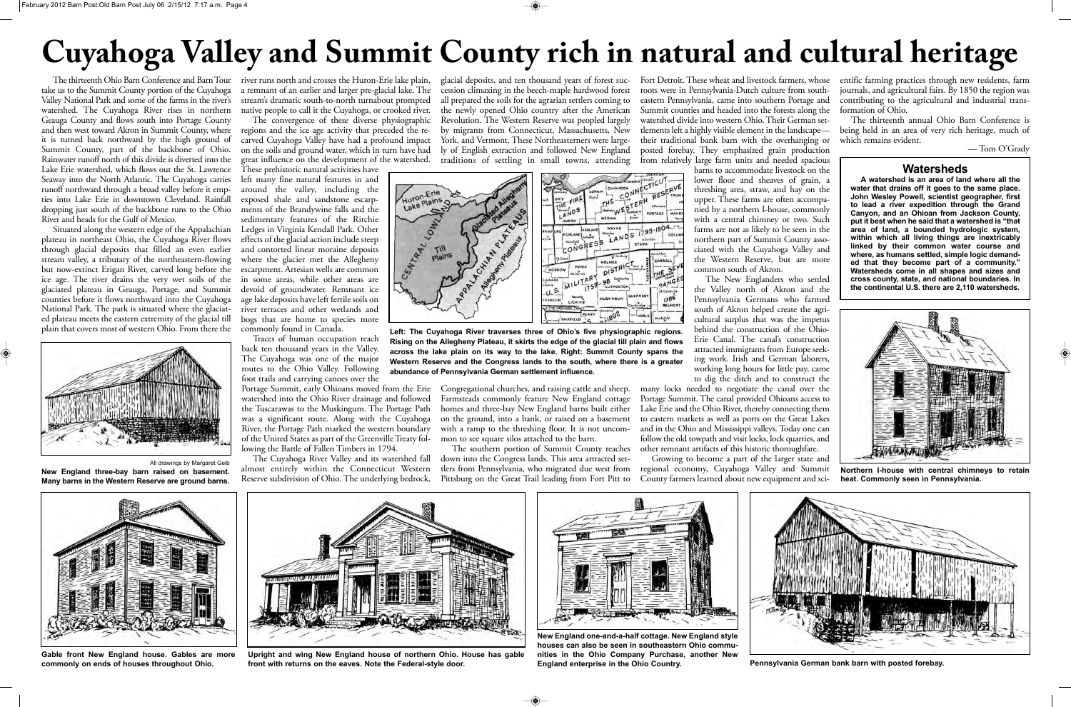# Cuyahoga Valley and Summit County rich in natural and cultural heritage

The thirteenth Ohio Barn Conference and Barn Tour take us to the Summit County portion of the Cuyahoga Valley National Park and some of the farms in the river's watershed. The Cuyahoga River rises in northern Geauga County and flows south into Portage County and then west toward Akron in Summit County, where it is turned back northward by the high ground of Summit County, part of the backbone of Ohio. Rainwater runoff north of this divide is diverted into the Lake Erie watershed, which flows out the St. Lawrence Seaway into the North Atlantic. The Cuyahoga carries runoff northward through a broad valley before it empties into Lake Erie in downtown Cleveland. Rainfall dropping just south of the backbone runs to the Ohio River and heads for the Gulf of Mexico.

Situated along the western edge of the Appalachian plateau in northeast Ohio, the Cuyahoga River flows through glacial deposits that filled an even earlier stream valley, a tributary of the northeastern-flowing but now-extinct Erigan River, carved long before the ice age. The river drains the very wet soils of the glaciated plateau in Geauga, Portage, and Summit counties before it flows northward into the Cuyahoga National Park. The park is situated where the glaciated plateau meets the eastern extremity of the glacial till plain that covers most of western Ohio. From there the river runs north and crosses the Huron-Erie lake plain, a remnant of an earlier and larger pre-glacial lake. The stream's dramatic south-to-north turnabout prompted native people to call it the Cuyahoga, or crooked river.

The convergence of these diverse physiographic regions and the ice age activity that preceded the re-carved Cuyahoga Valley have had a profound impact on the soils and ground water, which in turn have had great influence on the development of the watershed. These prehistoric natural activities have left many fine natural features in and around the valley, including the exposed shale and sandstone escarpments of the Brandywine falls and the sedimentary features of the Ritchie Ledges in Virginia Kendall Park. Other effects of the glacial action include steep and contorted linear moraine deposits where the glacier met the Allegheny escarpment. Artesian wells are common in some areas, while other areas are devoid of groundwater. Remnant ice age lake deposits have left fertile soils on river terraces and other wetlands and bogs that are home to species more commonly found in Canada.

Traces of human occupation reach back ten thousand years in the Valley. The Cuyahoga was one of the major routes to the Ohio Valley. Following foot trails and carrying canoes over the Portage Summit, early Ohioans moved from the Erie watershed into the Ohio River drainage and followed the Tuscarawas to the Muskingum. The Portage Path was a significant route. Along with the Cuyahoga River, the Portage Path marked the western boundary of the United States as part of the Greenville Treaty following the Battle of Fallen Timbers in 1794.

The Cuyahoga River Valley and its watershed fall almost entirely within the Connecticut Western Reserve subdivision of Ohio. The underlying bedrock, glacial deposits, and ten thousand years of forest succession climaxing in the beech-maple hardwood forest all prepared the soils for the agrarian settlers coming to the newly opened Ohio country after the American Revolution. The Western Reserve was peopled largely by migrants from Connecticut, Massachusetts, New York, and Vermont. These Northeasterners were largely of English extraction and followed New England traditions of settling in small towns, attending Congregational churches, and raising cattle and sheep. Farmsteads commonly feature New England cottage homes and three-bay New England barns built either on the ground, into a bank, or raised on a basement with a ramp to the threshing floor. It is not uncommon to see square silos attached to the barn.

The southern portion of Summit County reaches down into the Congress lands. This area attracted settlers from Pennsylvania, who migrated due west from Pittsburg on the Great Trail leading from Fort Pitt to Fort Detroit. These wheat and livestock farmers, whose roots were in Pennsylvania-Dutch culture from southeastern Pennsylvania, came into southern Portage and Summit counties and headed into the forests along the watershed divide into western Ohio. Their German settlements left a highly visible element in the landscape—their traditional bank barn with the overhanging or posted forebay. They emphasized grain production from relatively large farm units and needed spacious barns to accommodate livestock on the lower floor and sheaves of grain, a threshing area, straw, and hay on the upper. These farms are often accompanied by a northern I-house, commonly with a central chimney or two. Such farms are not as likely to be seen in the northern part of Summit County associated with the Cuyahoga Valley and the Western Reserve, but are more common south of Akron.

The New Englanders who settled the Valley north of Akron and the Pennsylvania Germans who farmed south of Akron helped create the agricultural surplus that was the impetus behind the construction of the Ohio-Erie Canal. The canal's construction attracted immigrants from Europe seeking work. Irish and German laborers, working long hours for little pay, came to dig the ditch and to construct the many locks needed to negotiate the canal over the Portage Summit. The canal provided Ohioans access to Lake Erie and the Ohio River, thereby connecting them to eastern markets as well as ports on the Great Lakes and in the Ohio and Mississippi valleys. Today one can follow the old towpath and visit locks, lock quarries, and other remnant artifacts of this historic thoroughfare.

Growing to become a part of the larger state and regional economy, Cuyahoga Valley and Summit County farmers learned about new equipment and scientific farming practices through new residents, farm journals, and agricultural fairs. By 1850 the region was contributing to the agricultural and industrial transformation of Ohio.

The thirteenth annual Ohio Barn Conference is being held in an area of very rich heritage, much of which remains evident.

— Tom O'Grady

All drawings by Margaret Geib

**New England three-bay barn raised on basement. Many barns in the Western Reserve are ground barns.**

**Left: The Cuyahoga River traverses three of Ohio's five physiographic regions. Rising on the Allegheny Plateau, it skirts the edge of the glacial till plain and flows across the lake plain on its way to the lake. Right: Summit County spans the Western Reserve and the Congress lands to the south, where there is a greater abundance of Pennsylvania German settlement influence.**

## Watersheds

**A watershed is an area of land where all the water that drains off it goes to the same place. John Wesley Powell, scientist geographer, first to lead a river expedition through the Grand Canyon, and an Ohioan from Jackson County, put it best when he said that a watershed is "that area of land, a bounded hydrologic system, within which all living things are inextricably linked by their common water course and where, as humans settled, simple logic demanded that they become part of a community." Watersheds come in all shapes and sizes and cross county, state, and national boundaries. In the continental U.S. there are 2,110 watersheds.**

**Northern I-house with central chimneys to retain heat. Commonly seen in Pennsylvania.**

**Gable front New England house. Gables are more commonly on ends of houses throughout Ohio.**

**Upright and wing New England house of northern Ohio. House has gable front with returns on the eaves. Note the Federal-style door.**

**New England one-and-a-half cottage. New England style houses can also be seen in southeastern Ohio communities in the Ohio Company Purchase, another New England enterprise in the Ohio Country.**

**Pennsylvania German bank barn with posted forebay.**